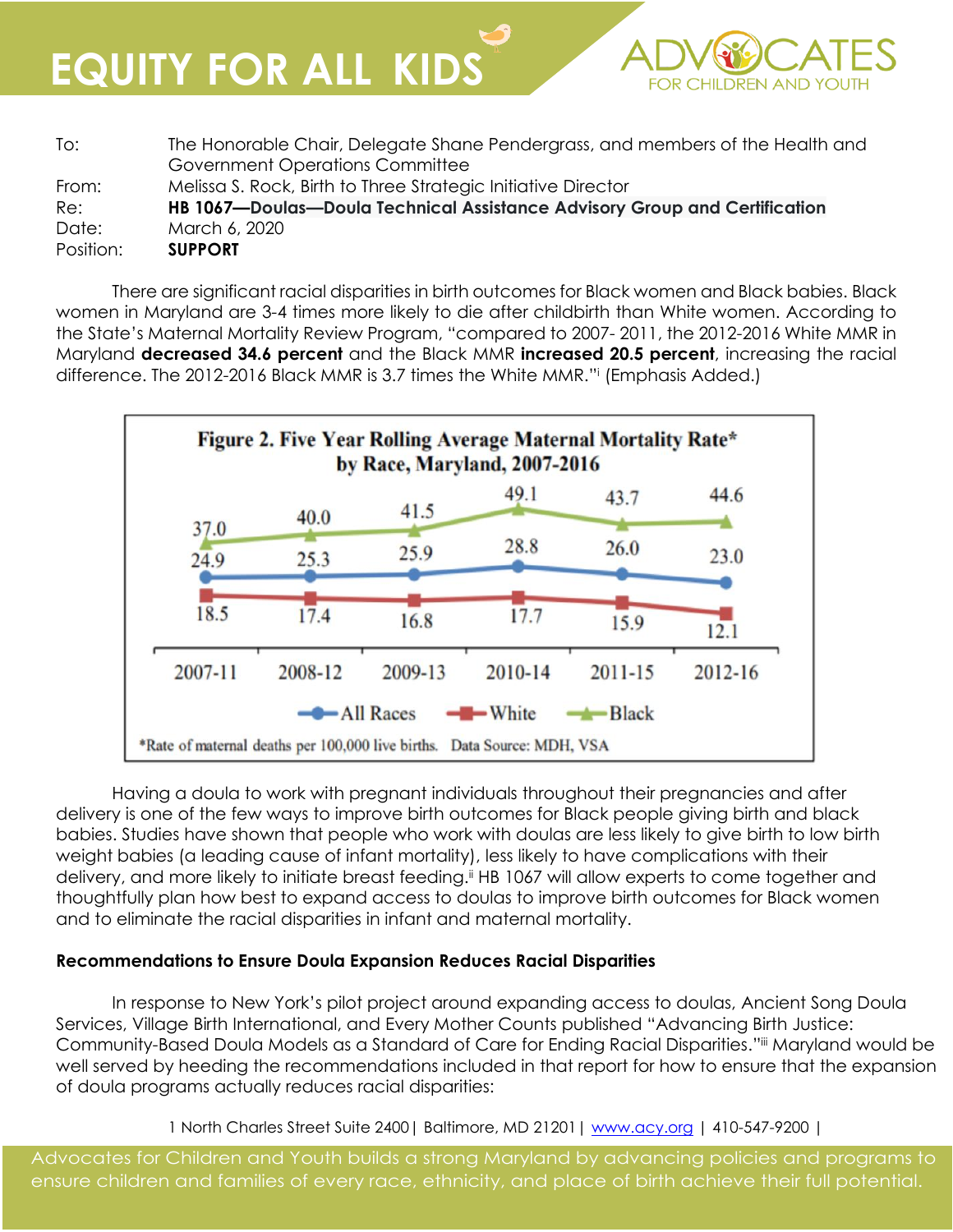| | |
|---|---|
| To: | The Honorable Chair, Delegate Shane Pendergrass, and members of the Health and Government Operations Committee |
| From: | Melissa S. Rock, Birth to Three Strategic Initiative Director |
| Re: | **HB 1067—Doulas—Doula Technical Assistance Advisory Group and Certification** |
| Date: | March 6, 2020 |
| Position: | **SUPPORT** |

There are significant racial disparities in birth outcomes for Black women and Black babies. Black women in Maryland are 3-4 times more likely to die after childbirth than White women. According to the State's Maternal Mortality Review Program, "compared to 2007- 2011, the 2012-2016 White MMR in Maryland **decreased 34.6 percent** and the Black MMR **increased 20.5 percent**, increasing the racial difference. The 2012-2016 Black MMR is 3.7 times the White MMR."[i] (Emphasis Added.)

**Figure 2. Five Year Rolling Average Maternal Mortality Rate\* by Race, Maryland, 2007-2016**

| | 2007-11 | 2008-12 | 2009-13 | 2010-14 | 2011-15 | 2012-16 |
|---|---|---|---|---|---|---|
| All Races | 24.9 | 25.3 | 25.9 | 28.8 | 26.0 | 23.0 |
| White | 18.5 | 17.4 | 16.8 | 17.7 | 15.9 | 12.1 |
| Black | 37.0 | 40.0 | 41.5 | 49.1 | 43.7 | 44.6 |

\*Rate of maternal deaths per 100,000 live births. Data Source: MDH, VSA

Having a doula to work with pregnant individuals throughout their pregnancies and after delivery is one of the few ways to improve birth outcomes for Black people giving birth and black babies. Studies have shown that people who work with doulas are less likely to give birth to low birth weight babies (a leading cause of infant mortality), less likely to have complications with their delivery, and more likely to initiate breast feeding.[ii] HB 1067 will allow experts to come together and thoughtfully plan how best to expand access to doulas to improve birth outcomes for Black women and to eliminate the racial disparities in infant and maternal mortality.

**Recommendations to Ensure Doula Expansion Reduces Racial Disparities**

In response to New York's pilot project around expanding access to doulas, Ancient Song Doula Services, Village Birth International, and Every Mother Counts published "Advancing Birth Justice: Community-Based Doula Models as a Standard of Care for Ending Racial Disparities."[iii] Maryland would be well served by heeding the recommendations included in that report for how to ensure that the expansion of doula programs actually reduces racial disparities: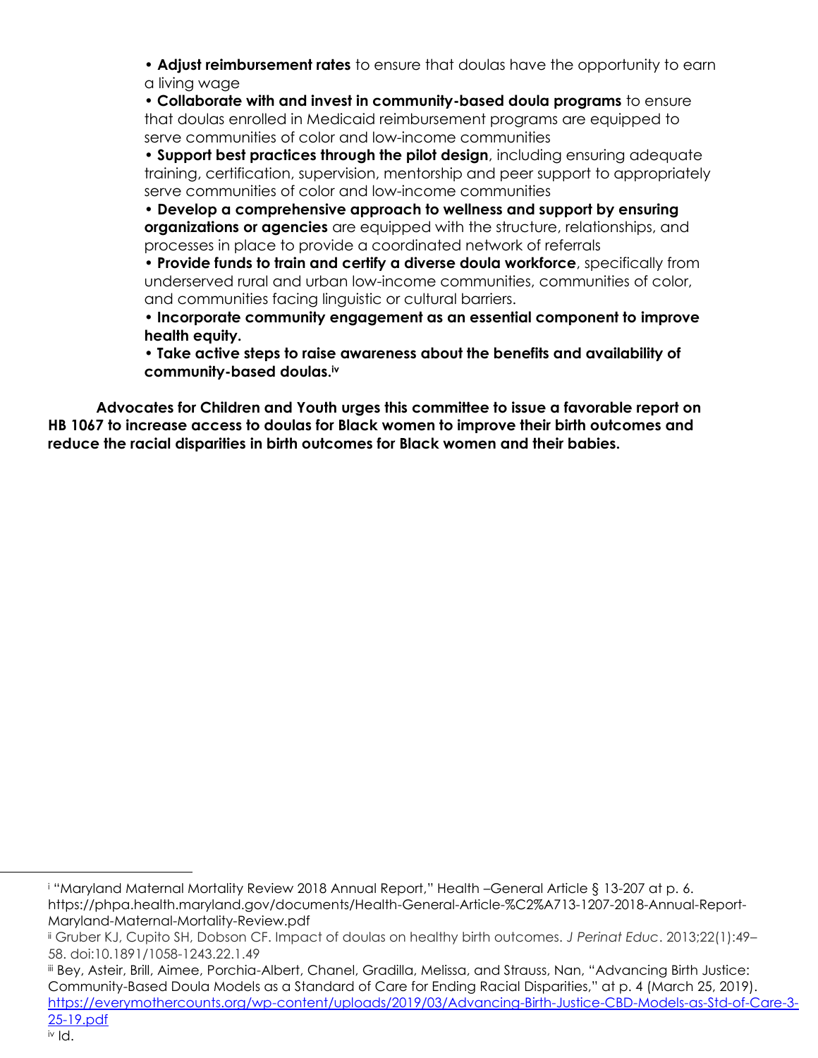- **Adjust reimbursement rates** to ensure that doulas have the opportunity to earn a living wage
- **Collaborate with and invest in community-based doula programs** to ensure that doulas enrolled in Medicaid reimbursement programs are equipped to serve communities of color and low-income communities
- **Support best practices through the pilot design**, including ensuring adequate training, certification, supervision, mentorship and peer support to appropriately serve communities of color and low-income communities
- **Develop a comprehensive approach to wellness and support by ensuring organizations or agencies** are equipped with the structure, relationships, and processes in place to provide a coordinated network of referrals
- **Provide funds to train and certify a diverse doula workforce**, specifically from underserved rural and urban low-income communities, communities of color, and communities facing linguistic or cultural barriers.
- **Incorporate community engagement as an essential component to improve health equity.**
- **Take active steps to raise awareness about the benefits and availability of community-based doulas.**[iv]

**Advocates for Children and Youth urges this committee to issue a favorable report on HB 1067 to increase access to doulas for Black women to improve their birth outcomes and reduce the racial disparities in birth outcomes for Black women and their babies.**

---

[i] "Maryland Maternal Mortality Review 2018 Annual Report," Health –General Article § 13-207 at p. 6. https://phpa.health.maryland.gov/documents/Health-General-Article-%C2%A713-1207-2018-Annual-Report-Maryland-Maternal-Mortality-Review.pdf

[ii] Gruber KJ, Cupito SH, Dobson CF. Impact of doulas on healthy birth outcomes. *J Perinat Educ*. 2013;22(1):49–58. doi:10.1891/1058-1243.22.1.49

[iii] Bey, Asteir, Brill, Aimee, Porchia-Albert, Chanel, Gradilla, Melissa, and Strauss, Nan, "Advancing Birth Justice: Community-Based Doula Models as a Standard of Care for Ending Racial Disparities," at p. 4 (March 25, 2019). https://everymothercounts.org/wp-content/uploads/2019/03/Advancing-Birth-Justice-CBD-Models-as-Std-of-Care-3-25-19.pdf

[iv] Id.